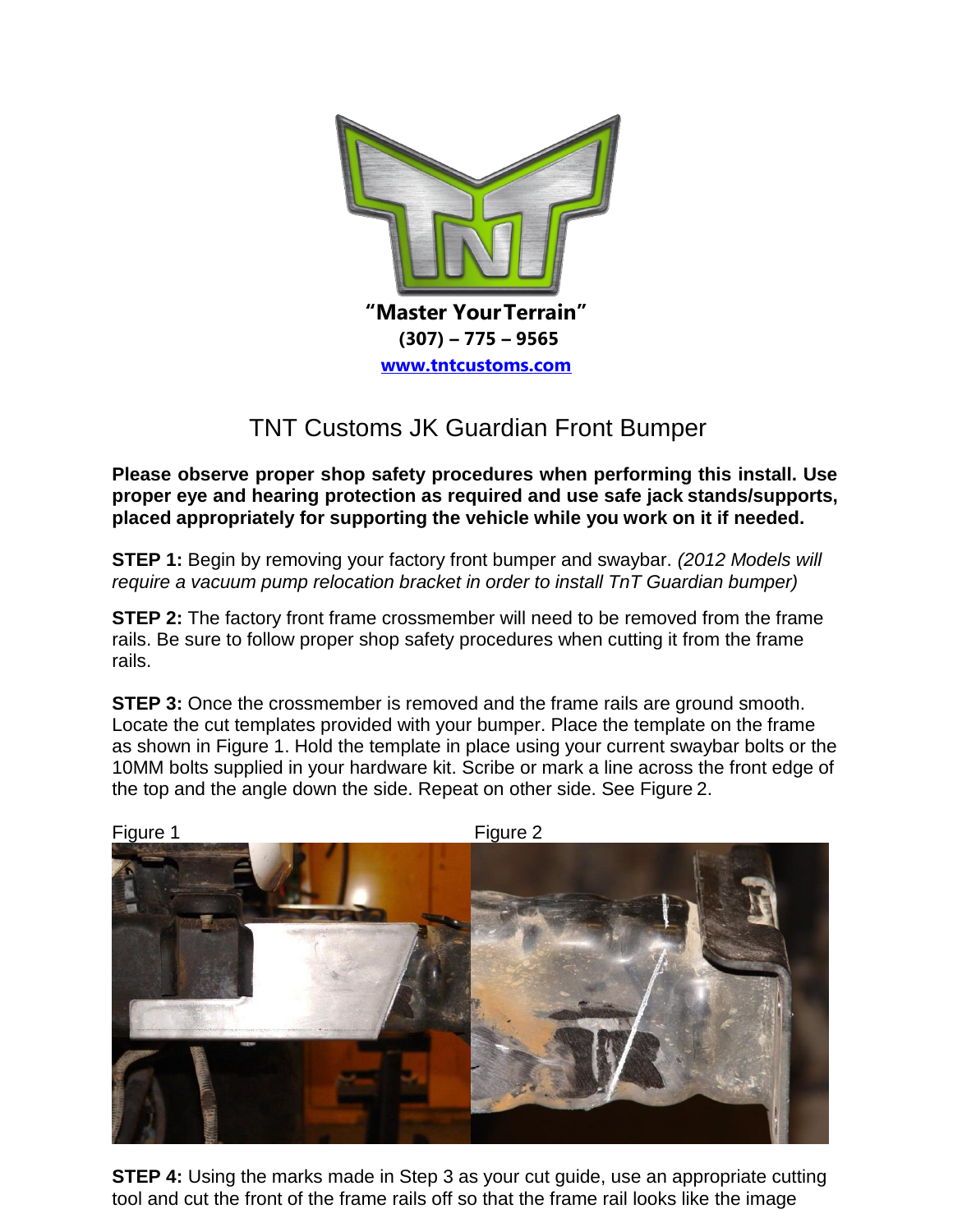"Master Your Terrain"

(307) – 775 – 9565

www.tntcustoms.com

# TNT Customs JK Guardian Front Bumper

**Please observe proper shop safety procedures when performing this install. Use proper eye and hearing protection as required and use safe jack stands/supports, placed appropriately for supporting the vehicle while you work on it if needed.**

**STEP 1:** Begin by removing your factory front bumper and swaybar. *(2012 Models will require a vacuum pump relocation bracket in order to install TnT Guardian bumper)*

**STEP 2:** The factory front frame crossmember will need to be removed from the frame rails. Be sure to follow proper shop safety procedures when cutting it from the frame rails.

**STEP 3:** Once the crossmember is removed and the frame rails are ground smooth. Locate the cut templates provided with your bumper. Place the template on the frame as shown in Figure 1. Hold the template in place using your current swaybar bolts or the 10MM bolts supplied in your hardware kit. Scribe or mark a line across the front edge of the top and the angle down the side. Repeat on other side. See Figure 2.

Figure 1

Figure 2

**STEP 4:** Using the marks made in Step 3 as your cut guide, use an appropriate cutting tool and cut the front of the frame rails off so that the frame rail looks like the image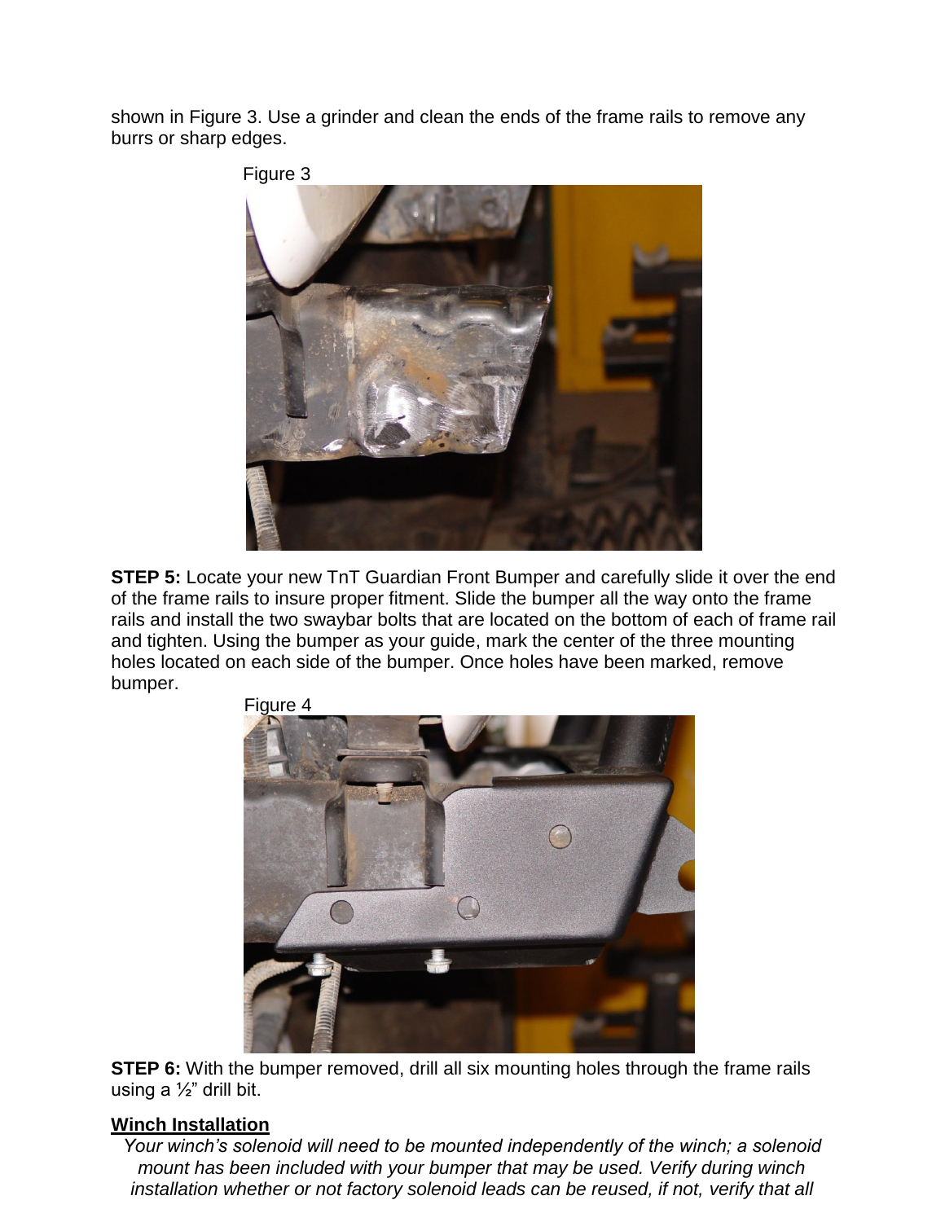shown in Figure 3. Use a grinder and clean the ends of the frame rails to remove any burrs or sharp edges.

Figure 3

**STEP 5:** Locate your new TnT Guardian Front Bumper and carefully slide it over the end of the frame rails to insure proper fitment. Slide the bumper all the way onto the frame rails and install the two swaybar bolts that are located on the bottom of each of frame rail and tighten. Using the bumper as your guide, mark the center of the three mounting holes located on each side of the bumper. Once holes have been marked, remove bumper.

Figure 4

**STEP 6:** With the bumper removed, drill all six mounting holes through the frame rails using a ½" drill bit.

__**Winch Installation**__

*Your winch's solenoid will need to be mounted independently of the winch; a solenoid mount has been included with your bumper that may be used. Verify during winch installation whether or not factory solenoid leads can be reused, if not, verify that all*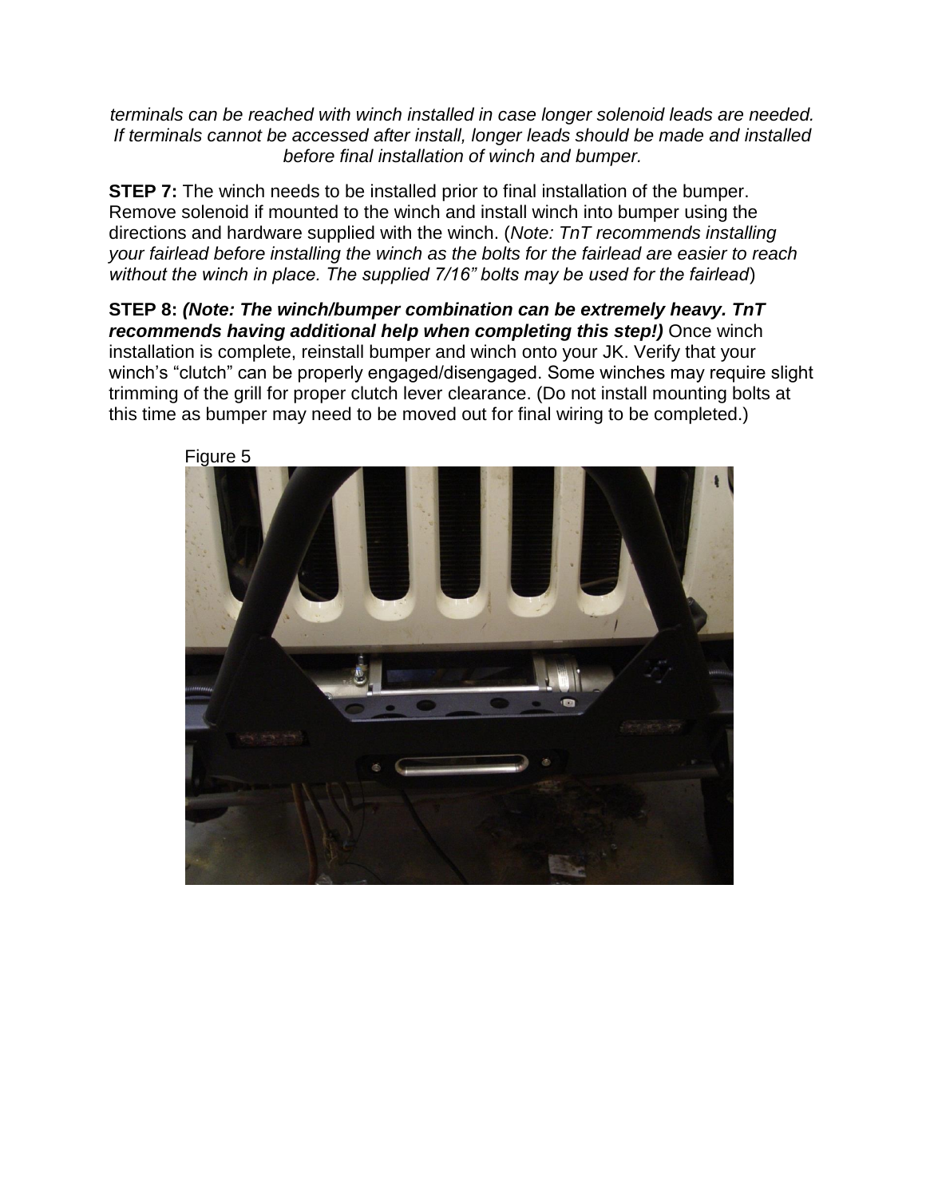*terminals can be reached with winch installed in case longer solenoid leads are needed. If terminals cannot be accessed after install, longer leads should be made and installed before final installation of winch and bumper.*

**STEP 7:** The winch needs to be installed prior to final installation of the bumper. Remove solenoid if mounted to the winch and install winch into bumper using the directions and hardware supplied with the winch. (*Note: TnT recommends installing your fairlead before installing the winch as the bolts for the fairlead are easier to reach without the winch in place. The supplied 7/16" bolts may be used for the fairlead*)

**STEP 8:** ***(Note: The winch/bumper combination can be extremely heavy. TnT recommends having additional help when completing this step!)*** Once winch installation is complete, reinstall bumper and winch onto your JK. Verify that your winch's "clutch" can be properly engaged/disengaged. Some winches may require slight trimming of the grill for proper clutch lever clearance. (Do not install mounting bolts at this time as bumper may need to be moved out for final wiring to be completed.)

Figure 5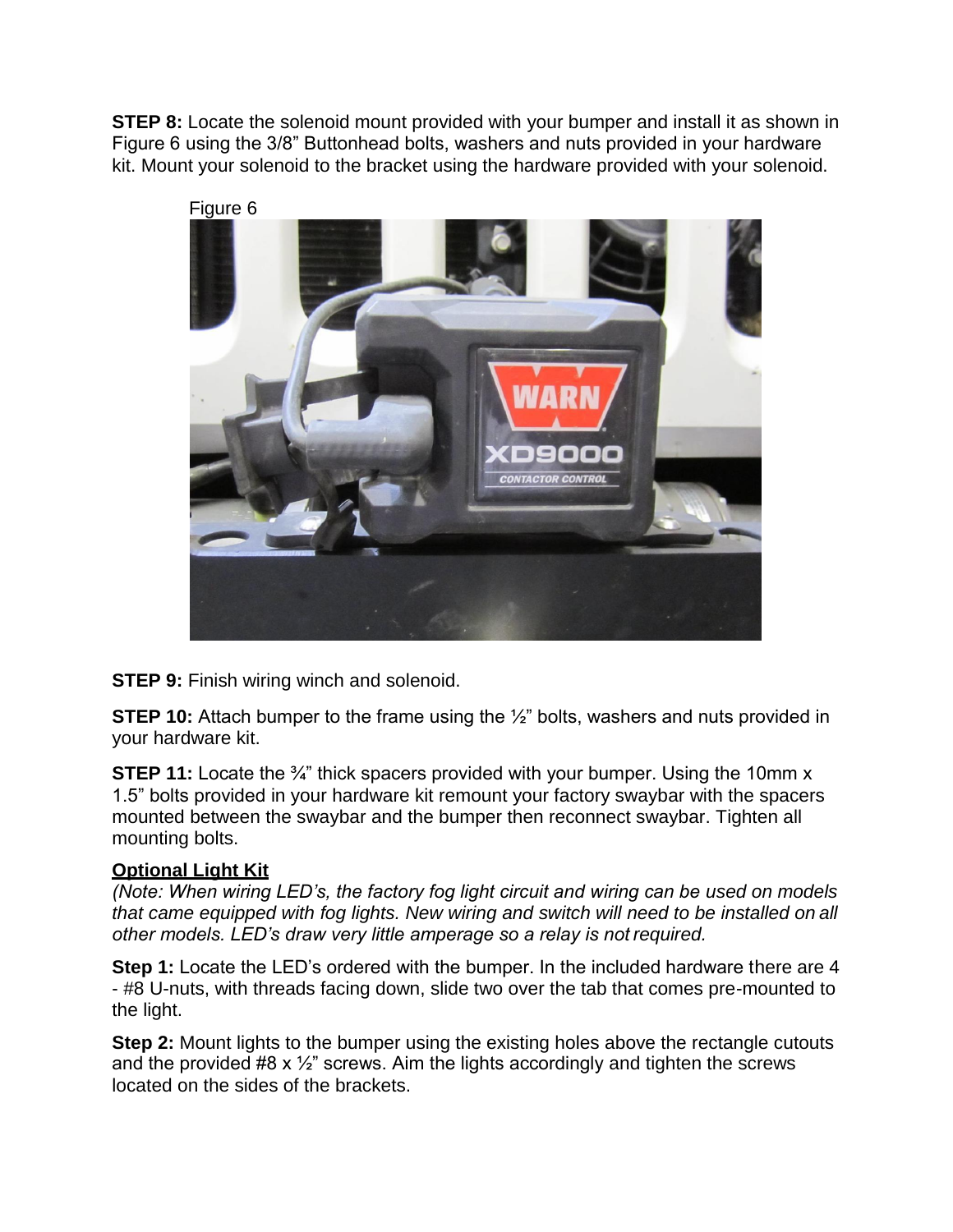**STEP 8:** Locate the solenoid mount provided with your bumper and install it as shown in Figure 6 using the 3/8” Buttonhead bolts, washers and nuts provided in your hardware kit. Mount your solenoid to the bracket using the hardware provided with your solenoid.

Figure 6

**STEP 9:** Finish wiring winch and solenoid.

**STEP 10:** Attach bumper to the frame using the ½” bolts, washers and nuts provided in your hardware kit.

**STEP 11:** Locate the ¾” thick spacers provided with your bumper. Using the 10mm x 1.5” bolts provided in your hardware kit remount your factory swaybar with the spacers mounted between the swaybar and the bumper then reconnect swaybar. Tighten all mounting bolts.

**Optional Light Kit**

*(Note: When wiring LED’s, the factory fog light circuit and wiring can be used on models that came equipped with fog lights. New wiring and switch will need to be installed on all other models. LED’s draw very little amperage so a relay is not required.*

**Step 1:** Locate the LED’s ordered with the bumper. In the included hardware there are 4 - #8 U-nuts, with threads facing down, slide two over the tab that comes pre-mounted to the light.

**Step 2:** Mount lights to the bumper using the existing holes above the rectangle cutouts and the provided #8 x ½” screws. Aim the lights accordingly and tighten the screws located on the sides of the brackets.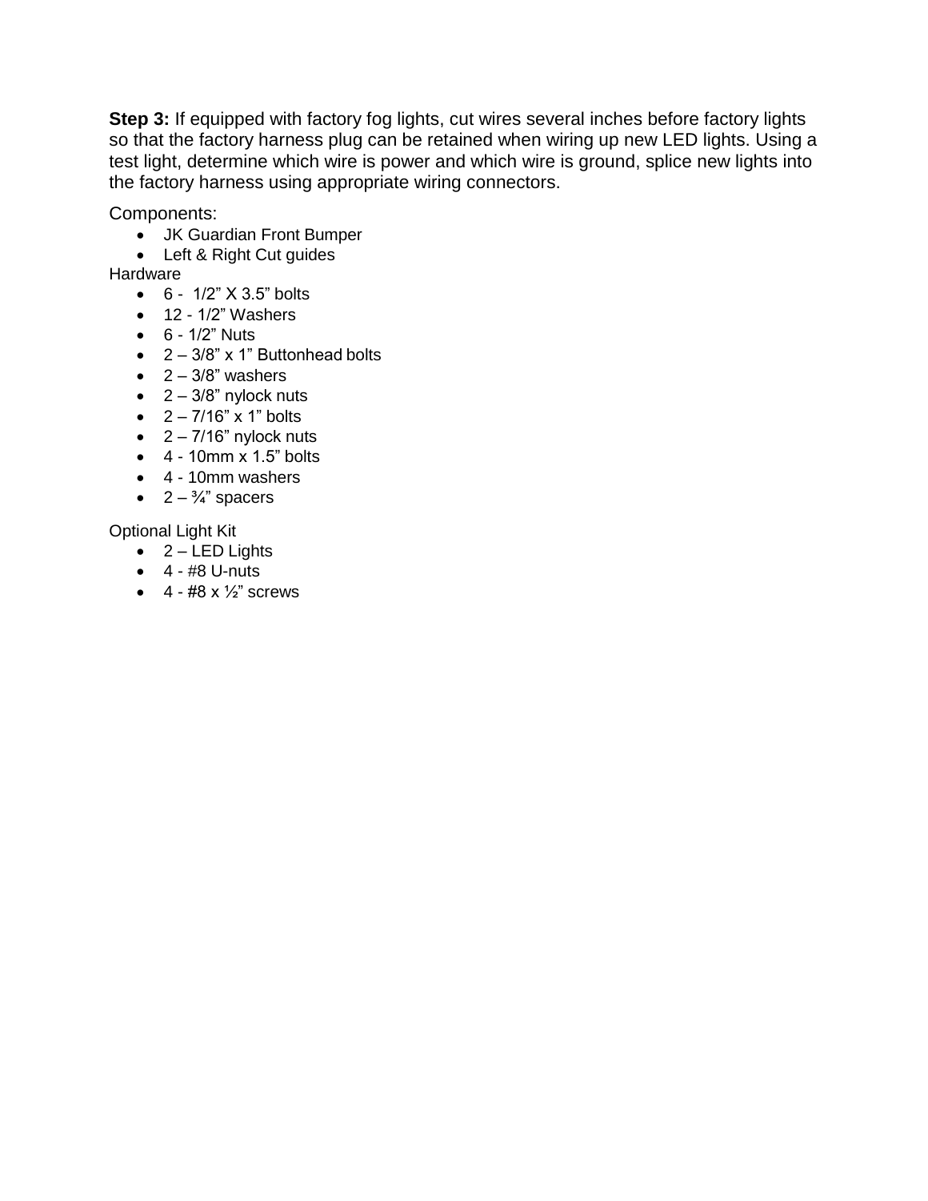**Step 3:** If equipped with factory fog lights, cut wires several inches before factory lights so that the factory harness plug can be retained when wiring up new LED lights. Using a test light, determine which wire is power and which wire is ground, splice new lights into the factory harness using appropriate wiring connectors.

Components:

- JK Guardian Front Bumper
- Left & Right Cut guides

Hardware

- 6 - 1/2" X 3.5" bolts
- 12 - 1/2" Washers
- 6 - 1/2" Nuts
- 2 – 3/8" x 1" Buttonhead bolts
- 2 – 3/8" washers
- 2 – 3/8" nylock nuts
- 2 – 7/16" x 1" bolts
- 2 – 7/16" nylock nuts
- 4 - 10mm x 1.5" bolts
- 4 - 10mm washers
- 2 – ¾" spacers

Optional Light Kit

- 2 – LED Lights
- 4 - #8 U-nuts
- 4 - #8 x ½" screws